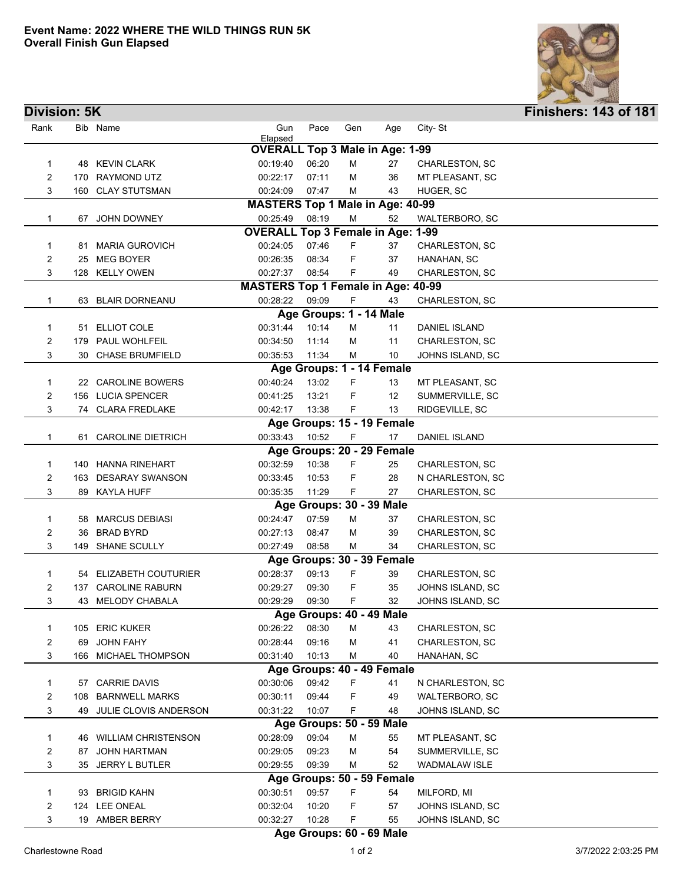**Event Name: 2022 WHERE THE WILD THINGS RUN 5K**
**Overall Finish Gun Elapsed**

## Division: 5K

**Finishers: 143 of 181**

| Rank | Bib | Name | Gun Elapsed | Pace | Gen | Age | City- St |
|---|---|---|---|---|---|---|---|
| | | **OVERALL Top 3 Male in Age: 1-99** | | | | | |
| 1 | 48 | KEVIN CLARK | 00:19:40 | 06:20 | M | 27 | CHARLESTON, SC |
| 2 | 170 | RAYMOND UTZ | 00:22:17 | 07:11 | M | 36 | MT PLEASANT, SC |
| 3 | 160 | CLAY STUTSMAN | 00:24:09 | 07:47 | M | 43 | HUGER, SC |
| | | **MASTERS Top 1 Male in Age: 40-99** | | | | | |
| 1 | 67 | JOHN DOWNEY | 00:25:49 | 08:19 | M | 52 | WALTERBORO, SC |
| | | **OVERALL Top 3 Female in Age: 1-99** | | | | | |
| 1 | 81 | MARIA GUROVICH | 00:24:05 | 07:46 | F | 37 | CHARLESTON, SC |
| 2 | 25 | MEG BOYER | 00:26:35 | 08:34 | F | 37 | HANAHAN, SC |
| 3 | 128 | KELLY OWEN | 00:27:37 | 08:54 | F | 49 | CHARLESTON, SC |
| | | **MASTERS Top 1 Female in Age: 40-99** | | | | | |
| 1 | 63 | BLAIR DORNEANU | 00:28:22 | 09:09 | F | 43 | CHARLESTON, SC |
| | | **Age Groups: 1 - 14 Male** | | | | | |
| 1 | 51 | ELLIOT COLE | 00:31:44 | 10:14 | M | 11 | DANIEL ISLAND |
| 2 | 179 | PAUL WOHLFEIL | 00:34:50 | 11:14 | M | 11 | CHARLESTON, SC |
| 3 | 30 | CHASE BRUMFIELD | 00:35:53 | 11:34 | M | 10 | JOHNS ISLAND, SC |
| | | **Age Groups: 1 - 14 Female** | | | | | |
| 1 | 22 | CAROLINE BOWERS | 00:40:24 | 13:02 | F | 13 | MT PLEASANT, SC |
| 2 | 156 | LUCIA SPENCER | 00:41:25 | 13:21 | F | 12 | SUMMERVILLE, SC |
| 3 | 74 | CLARA FREDLAKE | 00:42:17 | 13:38 | F | 13 | RIDGEVILLE, SC |
| | | **Age Groups: 15 - 19 Female** | | | | | |
| 1 | 61 | CAROLINE DIETRICH | 00:33:43 | 10:52 | F | 17 | DANIEL ISLAND |
| | | **Age Groups: 20 - 29 Female** | | | | | |
| 1 | 140 | HANNA RINEHART | 00:32:59 | 10:38 | F | 25 | CHARLESTON, SC |
| 2 | 163 | DESARAY SWANSON | 00:33:45 | 10:53 | F | 28 | N CHARLESTON, SC |
| 3 | 89 | KAYLA HUFF | 00:35:35 | 11:29 | F | 27 | CHARLESTON, SC |
| | | **Age Groups: 30 - 39 Male** | | | | | |
| 1 | 58 | MARCUS DEBIASI | 00:24:47 | 07:59 | M | 37 | CHARLESTON, SC |
| 2 | 36 | BRAD BYRD | 00:27:13 | 08:47 | M | 39 | CHARLESTON, SC |
| 3 | 149 | SHANE SCULLY | 00:27:49 | 08:58 | M | 34 | CHARLESTON, SC |
| | | **Age Groups: 30 - 39 Female** | | | | | |
| 1 | 54 | ELIZABETH COUTURIER | 00:28:37 | 09:13 | F | 39 | CHARLESTON, SC |
| 2 | 137 | CAROLINE RABURN | 00:29:27 | 09:30 | F | 35 | JOHNS ISLAND, SC |
| 3 | 43 | MELODY CHABALA | 00:29:29 | 09:30 | F | 32 | JOHNS ISLAND, SC |
| | | **Age Groups: 40 - 49 Male** | | | | | |
| 1 | 105 | ERIC KUKER | 00:26:22 | 08:30 | M | 43 | CHARLESTON, SC |
| 2 | 69 | JOHN FAHY | 00:28:44 | 09:16 | M | 41 | CHARLESTON, SC |
| 3 | 166 | MICHAEL THOMPSON | 00:31:40 | 10:13 | M | 40 | HANAHAN, SC |
| | | **Age Groups: 40 - 49 Female** | | | | | |
| 1 | 57 | CARRIE DAVIS | 00:30:06 | 09:42 | F | 41 | N CHARLESTON, SC |
| 2 | 108 | BARNWELL MARKS | 00:30:11 | 09:44 | F | 49 | WALTERBORO, SC |
| 3 | 49 | JULIE CLOVIS ANDERSON | 00:31:22 | 10:07 | F | 48 | JOHNS ISLAND, SC |
| | | **Age Groups: 50 - 59 Male** | | | | | |
| 1 | 46 | WILLIAM CHRISTENSON | 00:28:09 | 09:04 | M | 55 | MT PLEASANT, SC |
| 2 | 87 | JOHN HARTMAN | 00:29:05 | 09:23 | M | 54 | SUMMERVILLE, SC |
| 3 | 35 | JERRY L BUTLER | 00:29:55 | 09:39 | M | 52 | WADMALAW ISLE |
| | | **Age Groups: 50 - 59 Female** | | | | | |
| 1 | 93 | BRIGID KAHN | 00:30:51 | 09:57 | F | 54 | MILFORD, MI |
| 2 | 124 | LEE ONEAL | 00:32:04 | 10:20 | F | 57 | JOHNS ISLAND, SC |
| 3 | 19 | AMBER BERRY | 00:32:27 | 10:28 | F | 55 | JOHNS ISLAND, SC |
| | | **Age Groups: 60 - 69 Male** | | | | | |

Charlestowne Road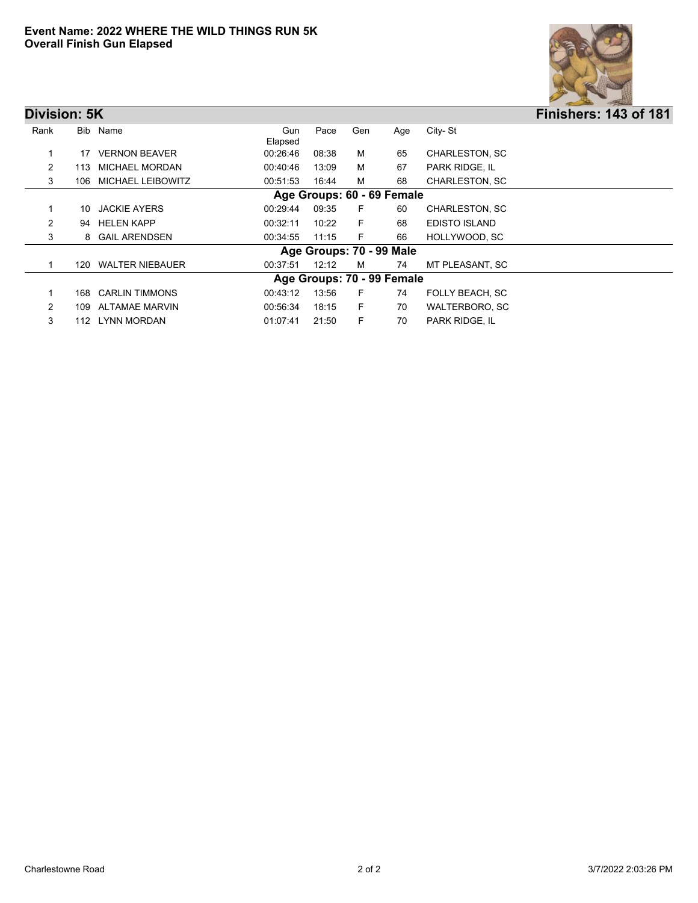**Event Name: 2022 WHERE THE WILD THINGS RUN 5K**
**Overall Finish Gun Elapsed**

## Division: 5K

**Finishers: 143 of 181**

| Rank | Bib | Name | Gun Elapsed | Pace | Gen | Age | City- St |
|---|---|---|---|---|---|---|---|
| 1 | 17 | VERNON BEAVER | 00:26:46 | 08:38 | M | 65 | CHARLESTON, SC |
| 2 | 113 | MICHAEL MORDAN | 00:40:46 | 13:09 | M | 67 | PARK RIDGE, IL |
| 3 | 106 | MICHAEL LEIBOWITZ | 00:51:53 | 16:44 | M | 68 | CHARLESTON, SC |
| **Age Groups: 60 - 69 Female** | | | | | | | |
| 1 | 10 | JACKIE AYERS | 00:29:44 | 09:35 | F | 60 | CHARLESTON, SC |
| 2 | 94 | HELEN KAPP | 00:32:11 | 10:22 | F | 68 | EDISTO ISLAND |
| 3 | 8 | GAIL ARENDSEN | 00:34:55 | 11:15 | F | 66 | HOLLYWOOD, SC |
| **Age Groups: 70 - 99 Male** | | | | | | | |
| 1 | 120 | WALTER NIEBAUER | 00:37:51 | 12:12 | M | 74 | MT PLEASANT, SC |
| **Age Groups: 70 - 99 Female** | | | | | | | |
| 1 | 168 | CARLIN TIMMONS | 00:43:12 | 13:56 | F | 74 | FOLLY BEACH, SC |
| 2 | 109 | ALTAMAE MARVIN | 00:56:34 | 18:15 | F | 70 | WALTERBORO, SC |
| 3 | 112 | LYNN MORDAN | 01:07:41 | 21:50 | F | 70 | PARK RIDGE, IL |

Charlestowne Road

3/7/2022 2:03:26 PM